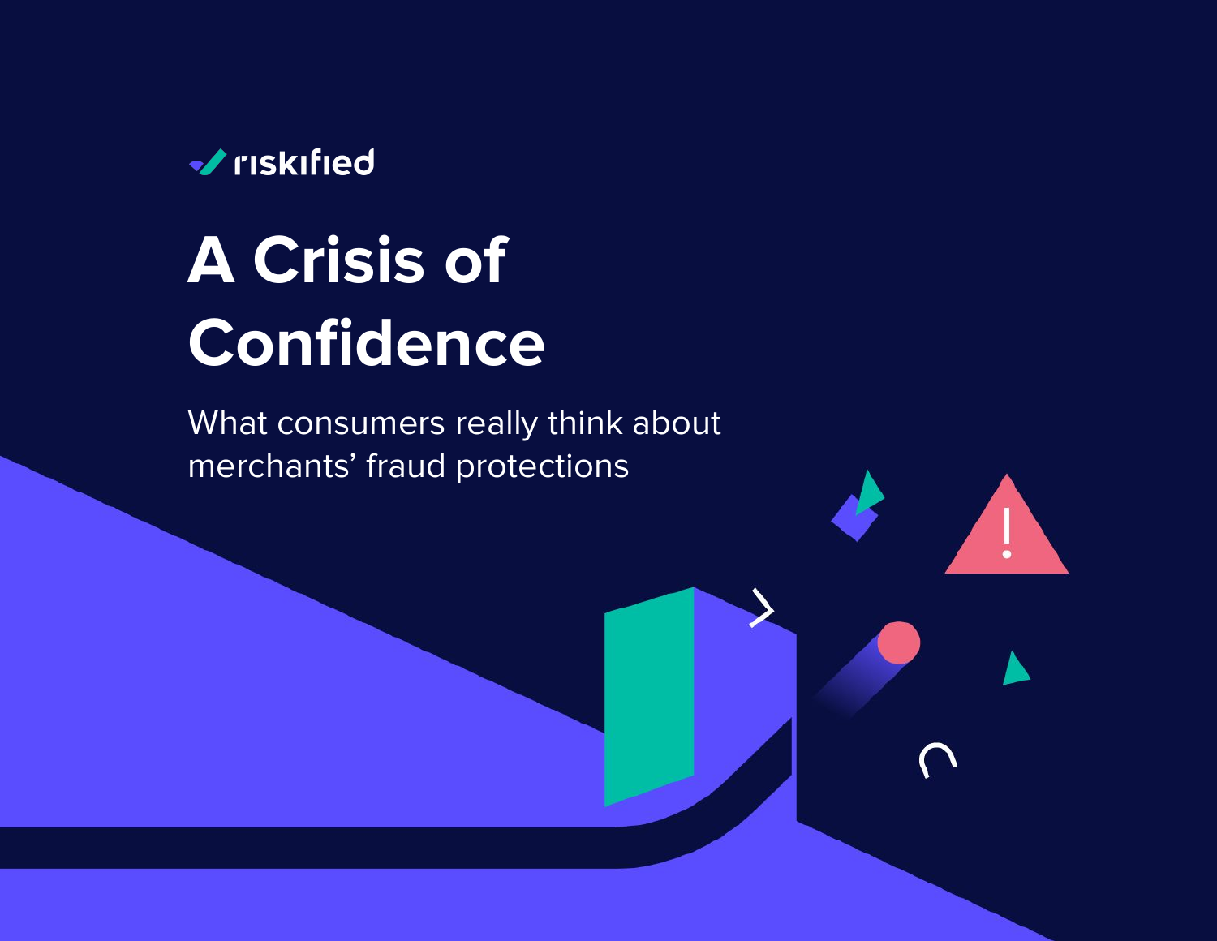riskified

# A Crisis of Confidence

What consumers really think about merchants' fraud protections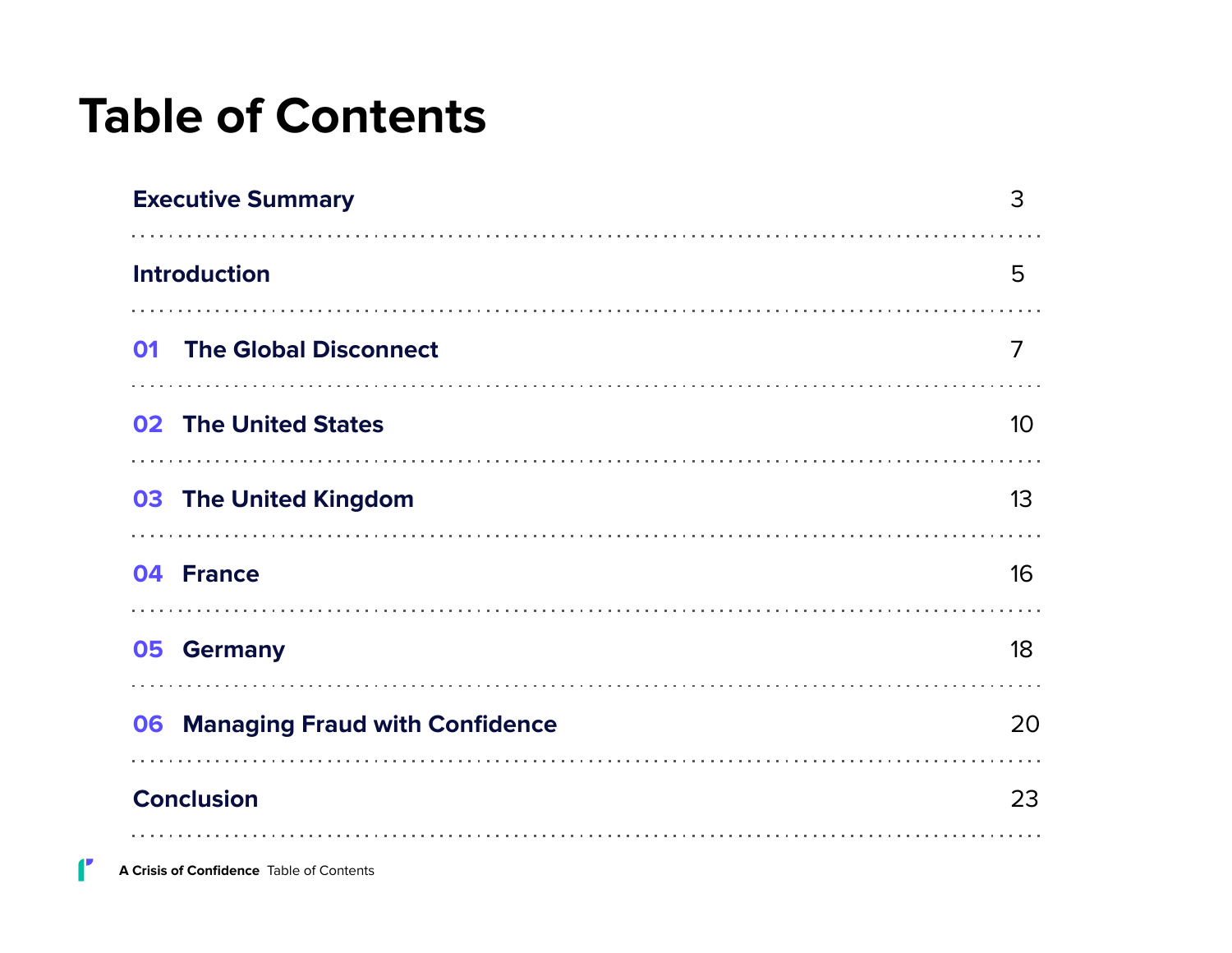# Table of Contents

| | |
|---|---|
| **Executive Summary** | 3 |
| **Introduction** | 5 |
| **01 The Global Disconnect** | 7 |
| **02 The United States** | 10 |
| **03 The United Kingdom** | 13 |
| **04 France** | 16 |
| **05 Germany** | 18 |
| **06 Managing Fraud with Confidence** | 20 |
| **Conclusion** | 23 |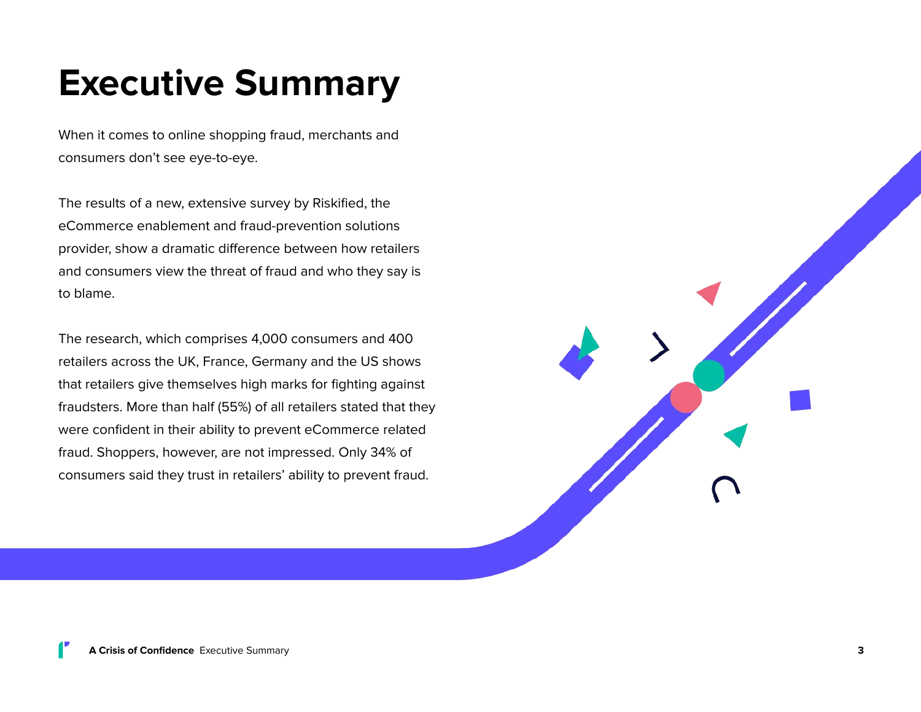# Executive Summary

When it comes to online shopping fraud, merchants and consumers don't see eye-to-eye.

The results of a new, extensive survey by Riskified, the eCommerce enablement and fraud-prevention solutions provider, show a dramatic difference between how retailers and consumers view the threat of fraud and who they say is to blame.

The research, which comprises 4,000 consumers and 400 retailers across the UK, France, Germany and the US shows that retailers give themselves high marks for fighting against fraudsters. More than half (55%) of all retailers stated that they were confident in their ability to prevent eCommerce related fraud. Shoppers, however, are not impressed. Only 34% of consumers said they trust in retailers' ability to prevent fraud.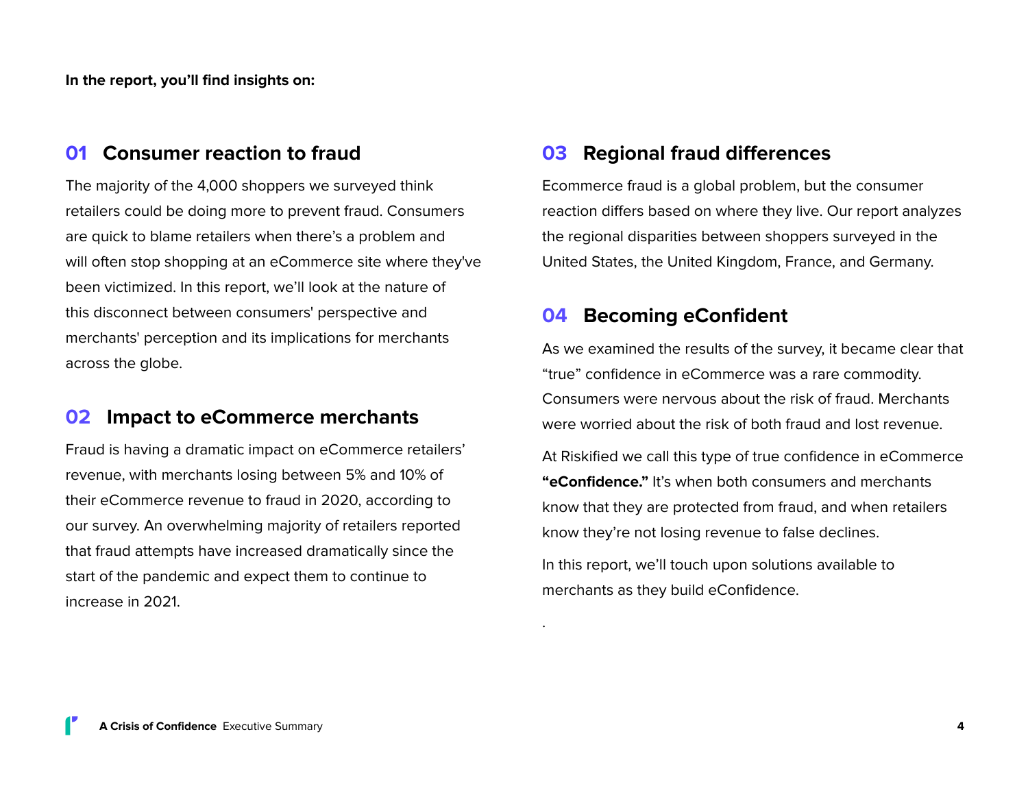**In the report, you'll find insights on:**

## 01 Consumer reaction to fraud

The majority of the 4,000 shoppers we surveyed think retailers could be doing more to prevent fraud. Consumers are quick to blame retailers when there's a problem and will often stop shopping at an eCommerce site where they've been victimized. In this report, we'll look at the nature of this disconnect between consumers' perspective and merchants' perception and its implications for merchants across the globe.

## 02 Impact to eCommerce merchants

Fraud is having a dramatic impact on eCommerce retailers' revenue, with merchants losing between 5% and 10% of their eCommerce revenue to fraud in 2020, according to our survey. An overwhelming majority of retailers reported that fraud attempts have increased dramatically since the start of the pandemic and expect them to continue to increase in 2021.

## 03 Regional fraud differences

Ecommerce fraud is a global problem, but the consumer reaction differs based on where they live. Our report analyzes the regional disparities between shoppers surveyed in the United States, the United Kingdom, France, and Germany.

## 04 Becoming eConfident

As we examined the results of the survey, it became clear that "true" confidence in eCommerce was a rare commodity. Consumers were nervous about the risk of fraud. Merchants were worried about the risk of both fraud and lost revenue.

At Riskified we call this type of true confidence in eCommerce **"eConfidence."** It's when both consumers and merchants know that they are protected from fraud, and when retailers know they're not losing revenue to false declines.

In this report, we'll touch upon solutions available to merchants as they build eConfidence.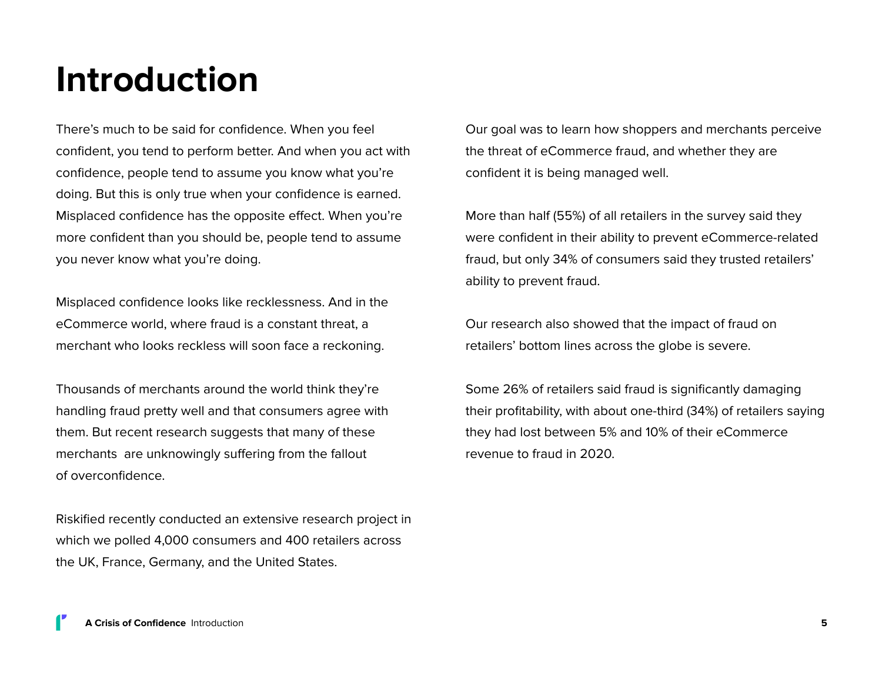# Introduction

There's much to be said for confidence. When you feel confident, you tend to perform better. And when you act with confidence, people tend to assume you know what you're doing. But this is only true when your confidence is earned. Misplaced confidence has the opposite effect. When you're more confident than you should be, people tend to assume you never know what you're doing.

Misplaced confidence looks like recklessness. And in the eCommerce world, where fraud is a constant threat, a merchant who looks reckless will soon face a reckoning.

Thousands of merchants around the world think they're handling fraud pretty well and that consumers agree with them. But recent research suggests that many of these merchants are unknowingly suffering from the fallout of overconfidence.

Riskified recently conducted an extensive research project in which we polled 4,000 consumers and 400 retailers across the UK, France, Germany, and the United States.

Our goal was to learn how shoppers and merchants perceive the threat of eCommerce fraud, and whether they are confident it is being managed well.

More than half (55%) of all retailers in the survey said they were confident in their ability to prevent eCommerce-related fraud, but only 34% of consumers said they trusted retailers' ability to prevent fraud.

Our research also showed that the impact of fraud on retailers' bottom lines across the globe is severe.

Some 26% of retailers said fraud is significantly damaging their profitability, with about one-third (34%) of retailers saying they had lost between 5% and 10% of their eCommerce revenue to fraud in 2020.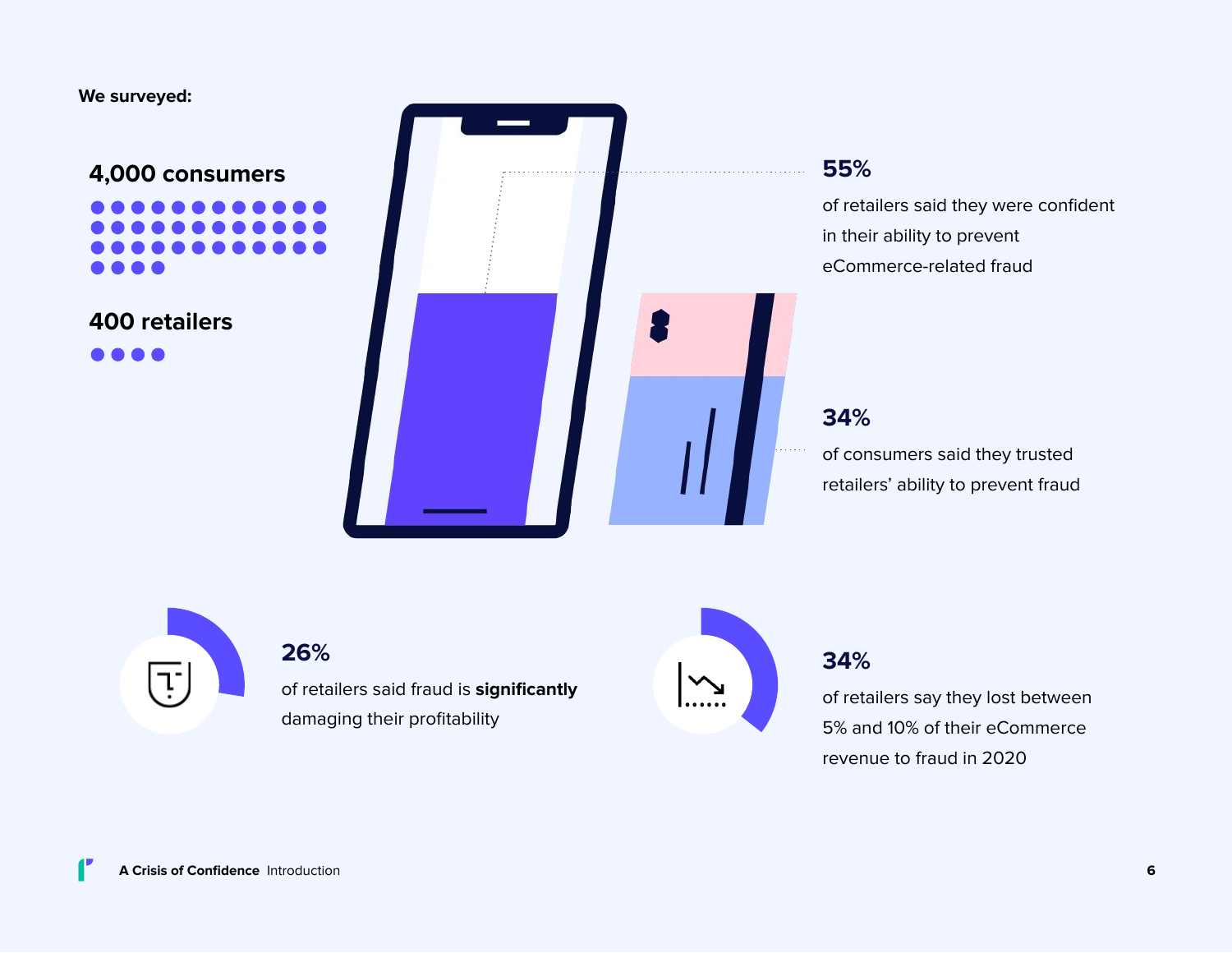**We surveyed:**

**4,000 consumers**

**400 retailers**

**55%**

of retailers said they were confident in their ability to prevent eCommerce-related fraud

**34%**

of consumers said they trusted retailers' ability to prevent fraud

**26%**

of retailers said fraud is **significantly** damaging their profitability

**34%**

of retailers say they lost between 5% and 10% of their eCommerce revenue to fraud in 2020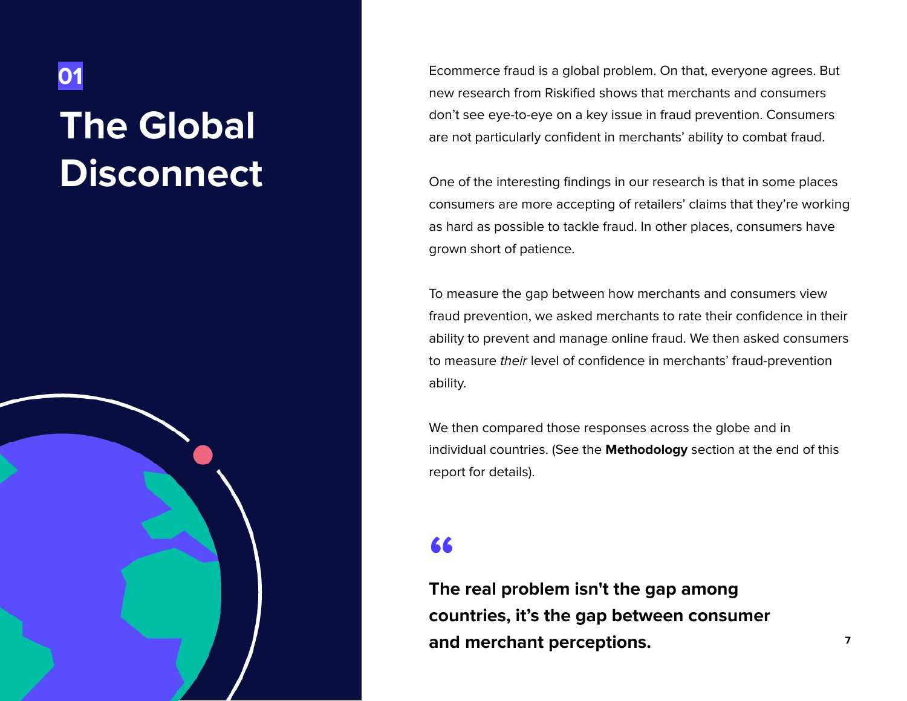01

# The Global Disconnect

Ecommerce fraud is a global problem. On that, everyone agrees. But new research from Riskified shows that merchants and consumers don't see eye-to-eye on a key issue in fraud prevention. Consumers are not particularly confident in merchants' ability to combat fraud.

One of the interesting findings in our research is that in some places consumers are more accepting of retailers' claims that they're working as hard as possible to tackle fraud. In other places, consumers have grown short of patience.

To measure the gap between how merchants and consumers view fraud prevention, we asked merchants to rate their confidence in their ability to prevent and manage online fraud. We then asked consumers to measure *their* level of confidence in merchants' fraud-prevention ability.

We then compared those responses across the globe and in individual countries. (See the **Methodology** section at the end of this report for details).

> **The real problem isn't the gap among countries, it's the gap between consumer and merchant perceptions.**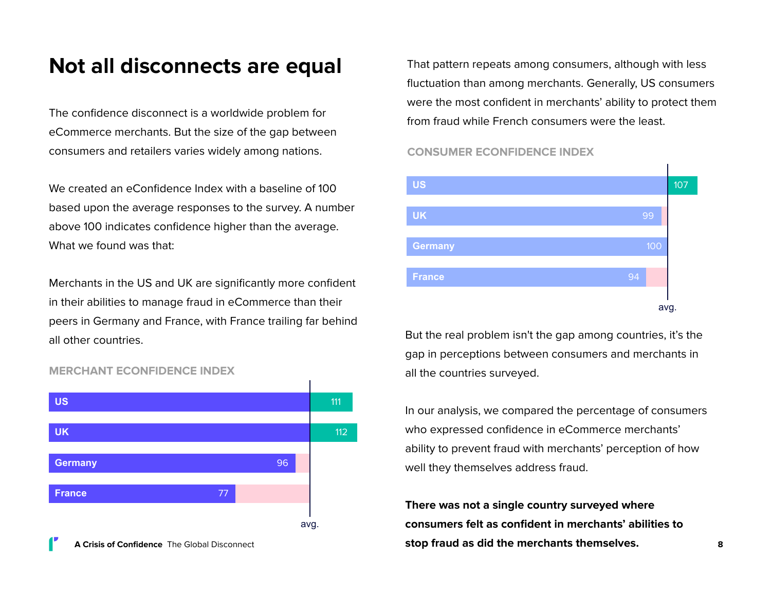# Not all disconnects are equal

The confidence disconnect is a worldwide problem for eCommerce merchants. But the size of the gap between consumers and retailers varies widely among nations.

We created an eConfidence Index with a baseline of 100 based upon the average responses to the survey. A number above 100 indicates confidence higher than the average. What we found was that:

Merchants in the US and UK are significantly more confident in their abilities to manage fraud in eCommerce than their peers in Germany and France, with France trailing far behind all other countries.

**MERCHANT ECONFIDENCE INDEX**

| Country | Index |
|---|---|
| US | 111 |
| UK | 112 |
| Germany | 96 |
| France | 77 |

That pattern repeats among consumers, although with less fluctuation than among merchants. Generally, US consumers were the most confident in merchants' ability to protect them from fraud while French consumers were the least.

**CONSUMER ECONFIDENCE INDEX**

| Country | Index |
|---|---|
| US | 107 |
| UK | 99 |
| Germany | 100 |
| France | 94 |

But the real problem isn't the gap among countries, it's the gap in perceptions between consumers and merchants in all the countries surveyed.

In our analysis, we compared the percentage of consumers who expressed confidence in eCommerce merchants' ability to prevent fraud with merchants' perception of how well they themselves address fraud.

**There was not a single country surveyed where consumers felt as confident in merchants' abilities to stop fraud as did the merchants themselves.**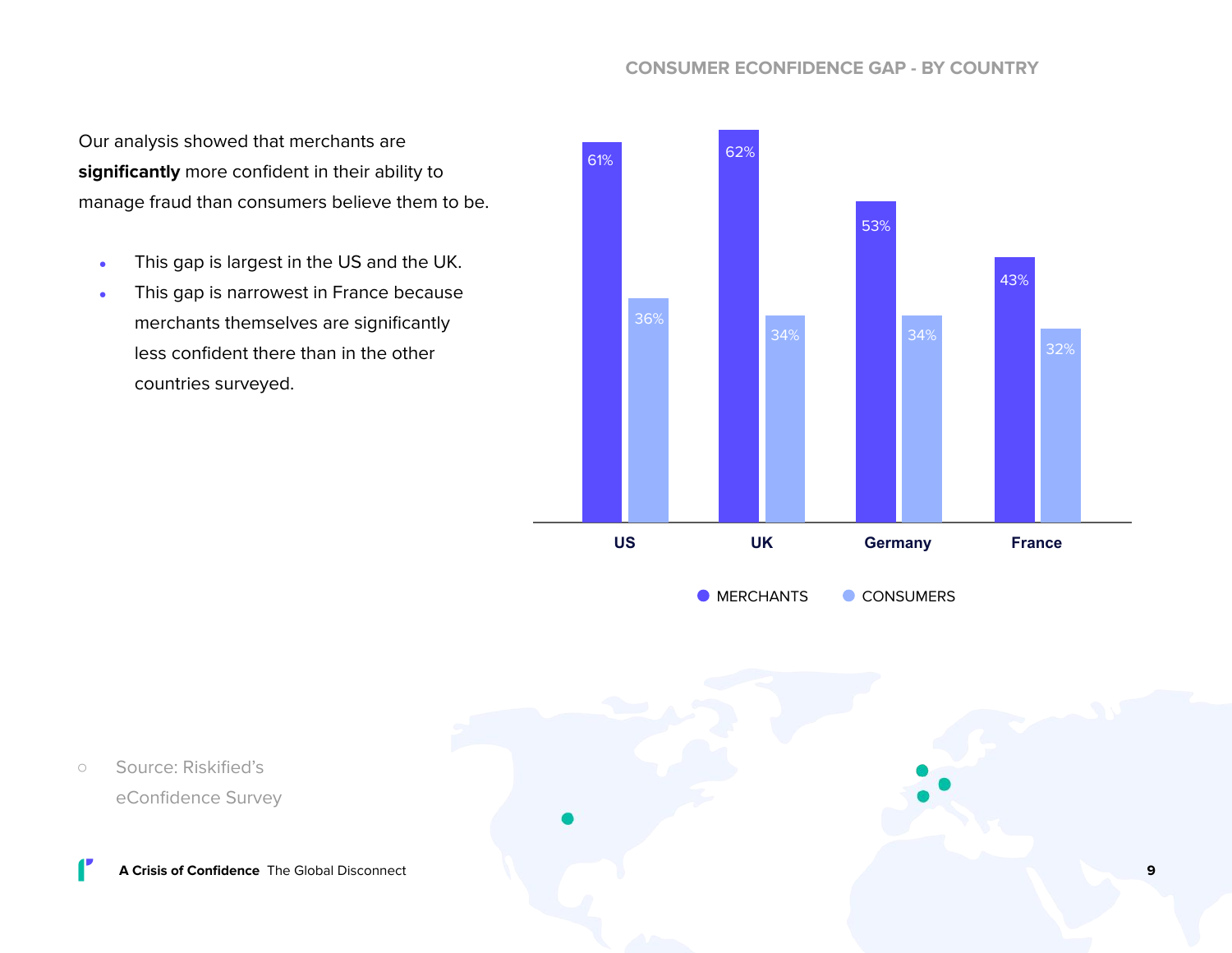Our analysis showed that merchants are **significantly** more confident in their ability to manage fraud than consumers believe them to be.

- This gap is largest in the US and the UK.
- This gap is narrowest in France because merchants themselves are significantly less confident there than in the other countries surveyed.

### CONSUMER ECONFIDENCE GAP - BY COUNTRY

| Country | Merchants | Consumers |
|---|---|---|
| US | 61% | 36% |
| UK | 62% | 34% |
| Germany | 53% | 34% |
| France | 43% | 32% |

- Source: Riskified's eConfidence Survey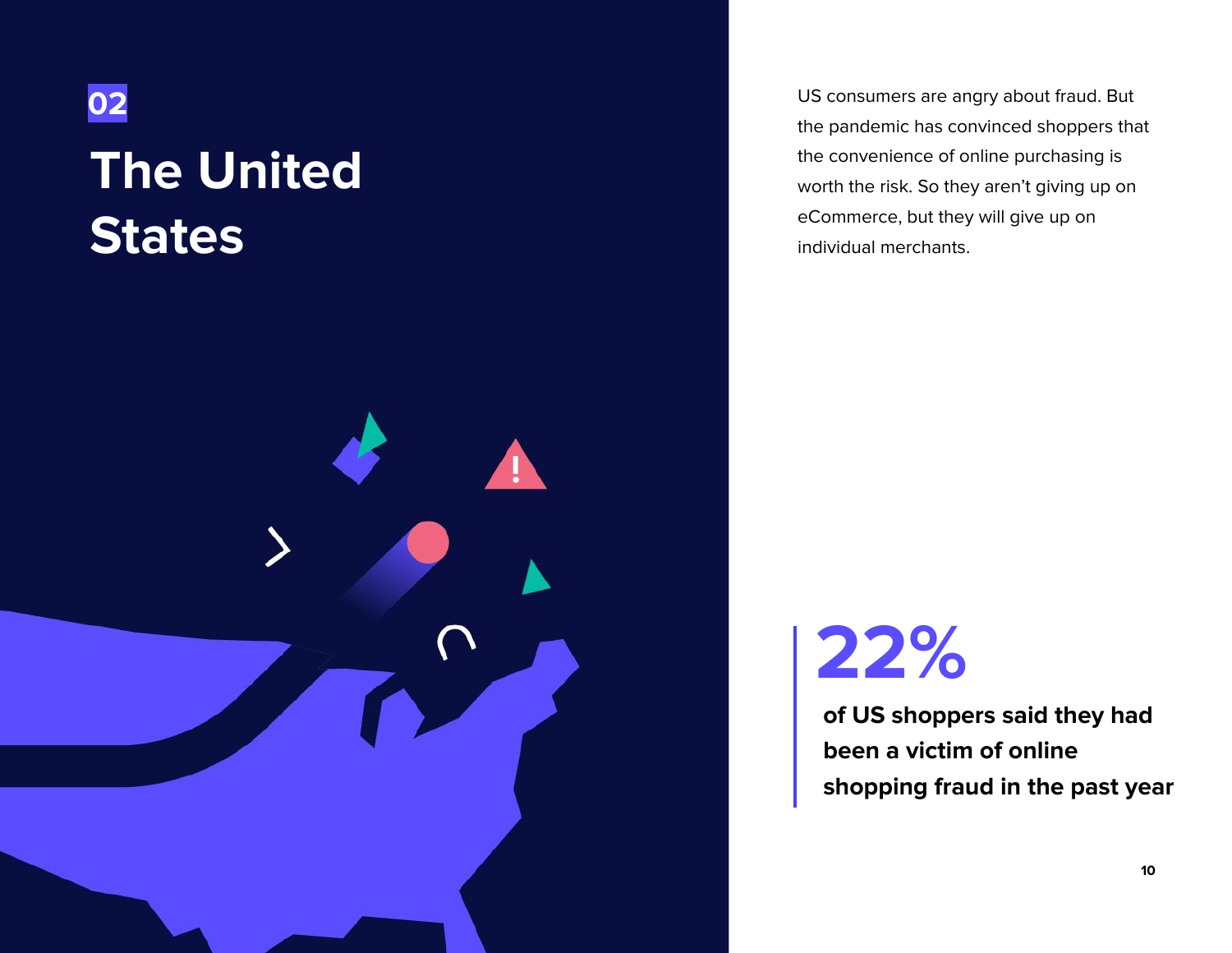02

# The United States

US consumers are angry about fraud. But the pandemic has convinced shoppers that the convenience of online purchasing is worth the risk. So they aren't giving up on eCommerce, but they will give up on individual merchants.

**22%**

**of US shoppers said they had been a victim of online shopping fraud in the past year**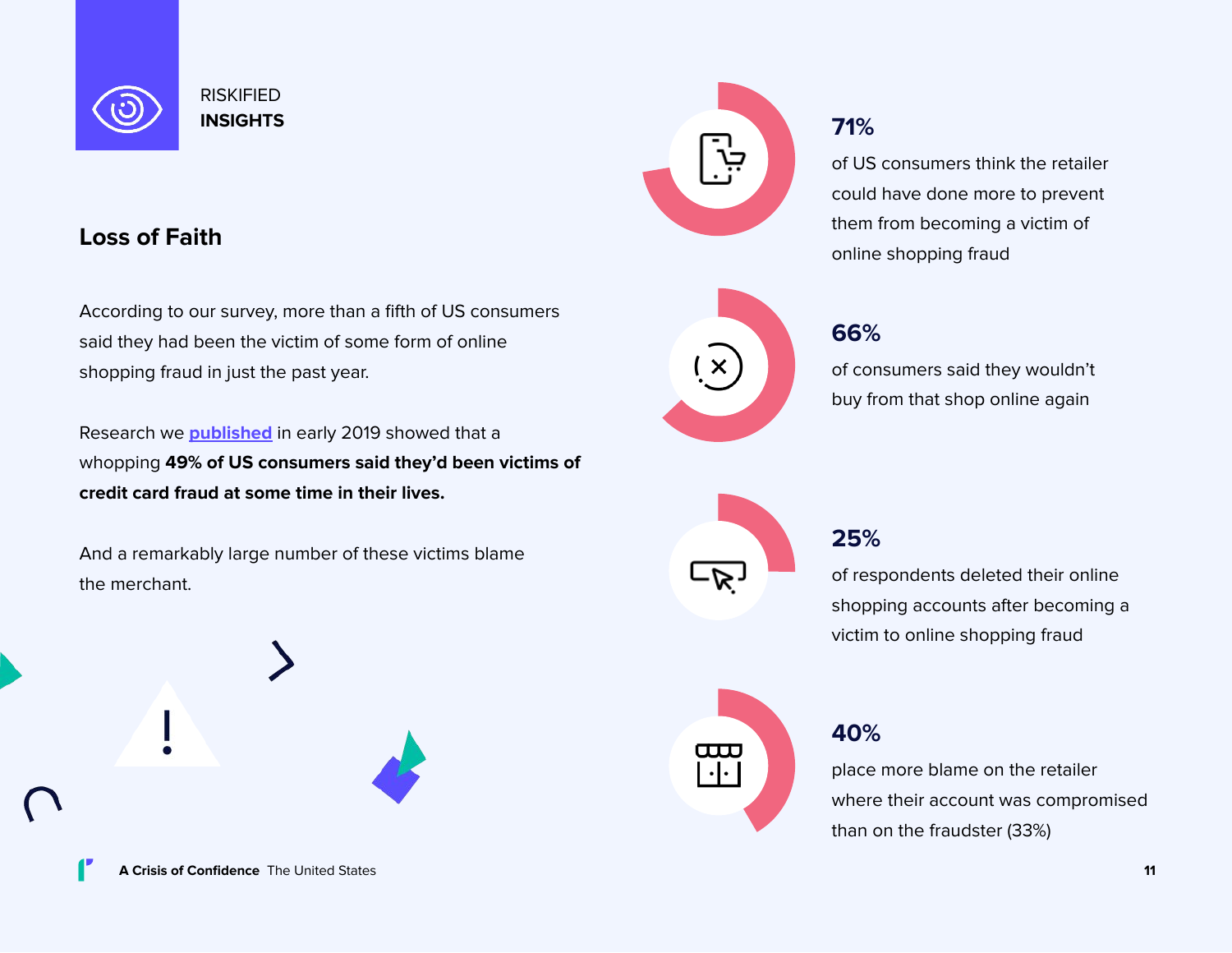RISKIFIED
**INSIGHTS**

## Loss of Faith

According to our survey, more than a fifth of US consumers said they had been the victim of some form of online shopping fraud in just the past year.

Research we published in early 2019 showed that a whopping **49% of US consumers said they'd been victims of credit card fraud at some time in their lives.**

And a remarkably large number of these victims blame the merchant.

**71%**
of US consumers think the retailer could have done more to prevent them from becoming a victim of online shopping fraud

**66%**
of consumers said they wouldn't buy from that shop online again

**25%**
of respondents deleted their online shopping accounts after becoming a victim to online shopping fraud

**40%**
place more blame on the retailer where their account was compromised than on the fraudster (33%)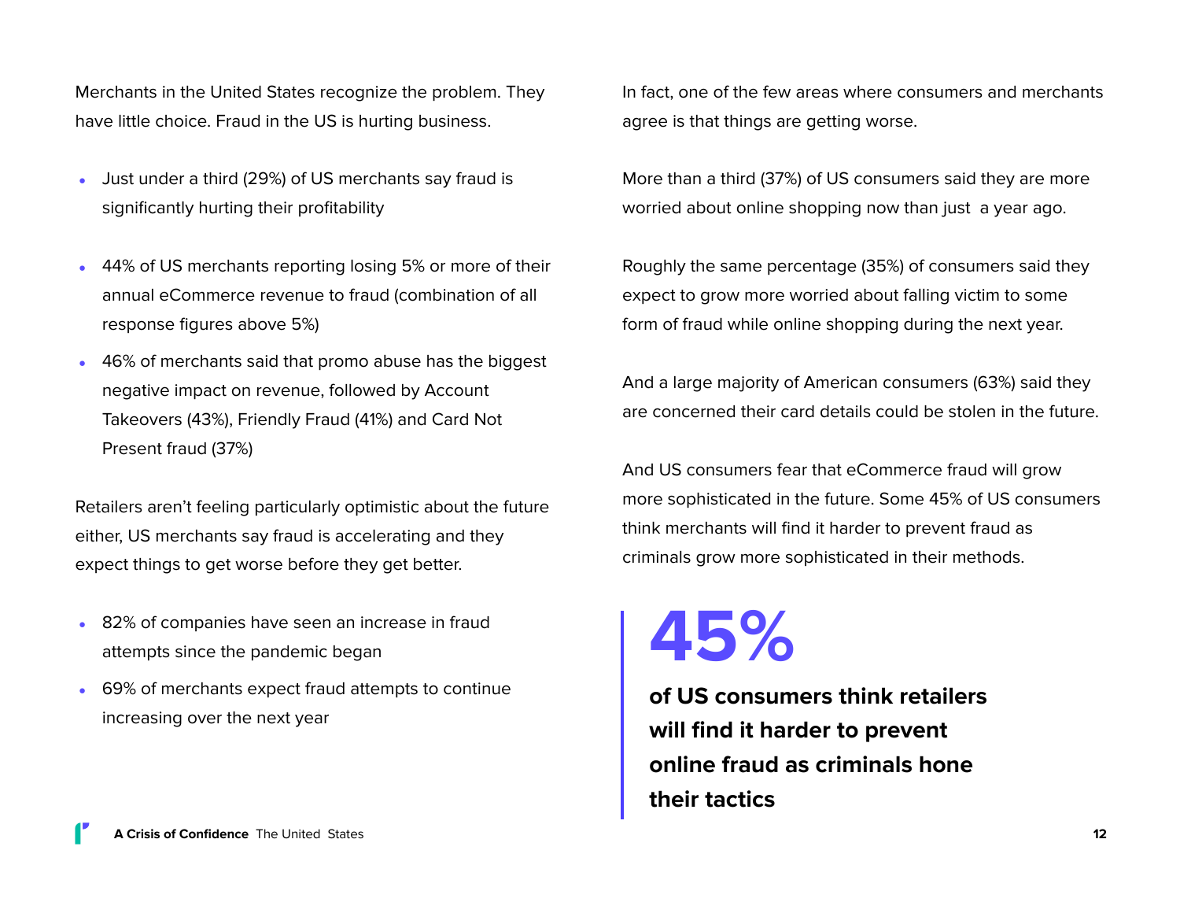Merchants in the United States recognize the problem. They have little choice. Fraud in the US is hurting business.

- Just under a third (29%) of US merchants say fraud is significantly hurting their profitability
- 44% of US merchants reporting losing 5% or more of their annual eCommerce revenue to fraud (combination of all response figures above 5%)
- 46% of merchants said that promo abuse has the biggest negative impact on revenue, followed by Account Takeovers (43%), Friendly Fraud (41%) and Card Not Present fraud (37%)

Retailers aren't feeling particularly optimistic about the future either, US merchants say fraud is accelerating and they expect things to get worse before they get better.

- 82% of companies have seen an increase in fraud attempts since the pandemic began
- 69% of merchants expect fraud attempts to continue increasing over the next year

In fact, one of the few areas where consumers and merchants agree is that things are getting worse.

More than a third (37%) of US consumers said they are more worried about online shopping now than just a year ago.

Roughly the same percentage (35%) of consumers said they expect to grow more worried about falling victim to some form of fraud while online shopping during the next year.

And a large majority of American consumers (63%) said they are concerned their card details could be stolen in the future.

And US consumers fear that eCommerce fraud will grow more sophisticated in the future. Some 45% of US consumers think merchants will find it harder to prevent fraud as criminals grow more sophisticated in their methods.

> # 45%
> **of US consumers think retailers will find it harder to prevent online fraud as criminals hone their tactics**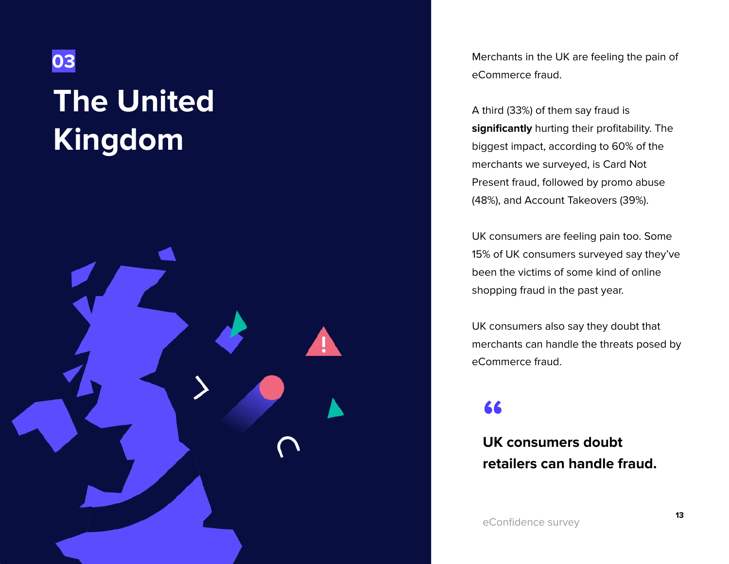03

# The United Kingdom

Merchants in the UK are feeling the pain of eCommerce fraud.

A third (33%) of them say fraud is **significantly** hurting their profitability. The biggest impact, according to 60% of the merchants we surveyed, is Card Not Present fraud, followed by promo abuse (48%), and Account Takeovers (39%).

UK consumers are feeling pain too. Some 15% of UK consumers surveyed say they've been the victims of some kind of online shopping fraud in the past year.

UK consumers also say they doubt that merchants can handle the threats posed by eCommerce fraud.

> **UK consumers doubt retailers can handle fraud.**
>
> eConfidence survey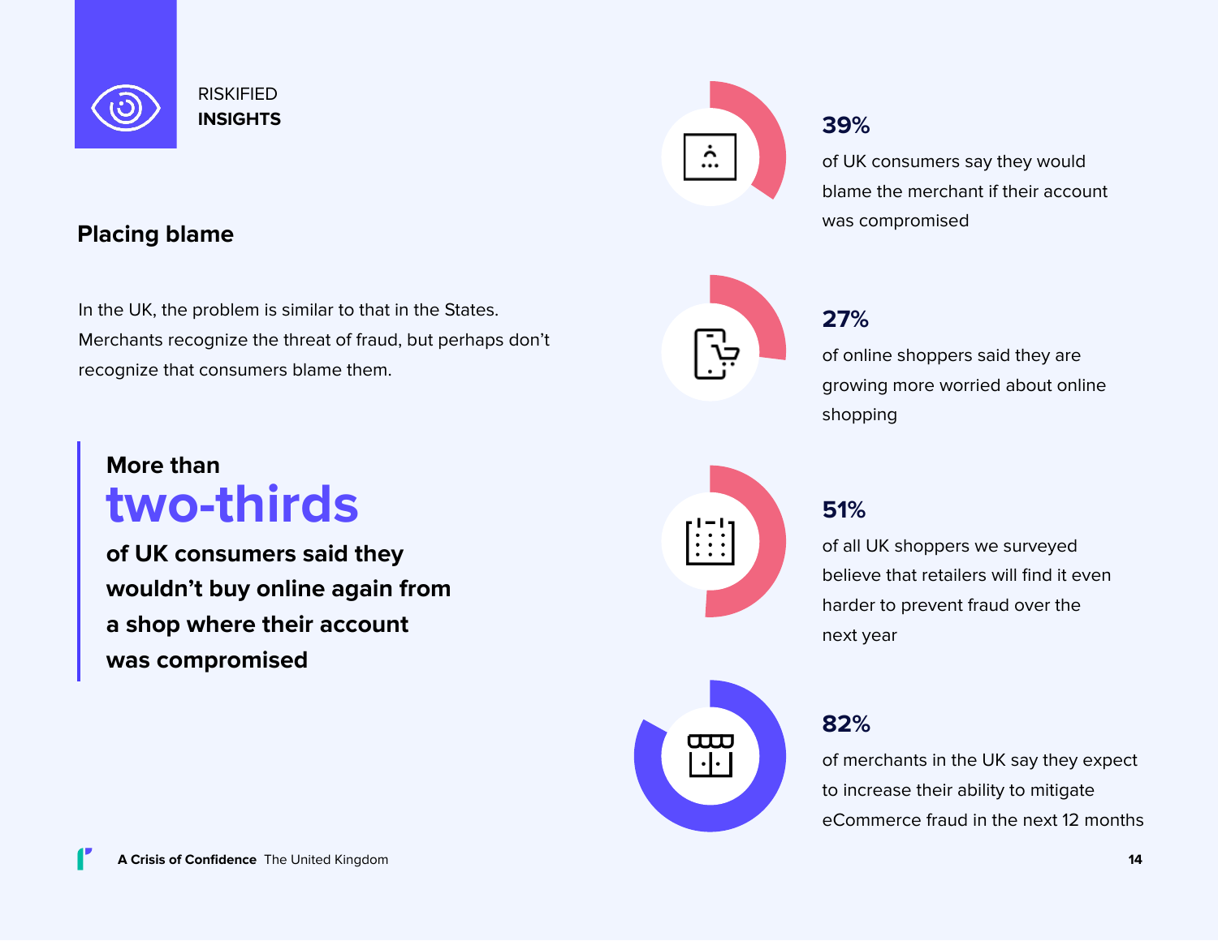RISKIFIED
**INSIGHTS**

## Placing blame

In the UK, the problem is similar to that in the States. Merchants recognize the threat of fraud, but perhaps don't recognize that consumers blame them.

> **More than**
> **two-thirds**
> **of UK consumers said they wouldn't buy online again from a shop where their account was compromised**

**39%**

of UK consumers say they would blame the merchant if their account was compromised

**27%**

of online shoppers said they are growing more worried about online shopping

**51%**

of all UK shoppers we surveyed believe that retailers will find it even harder to prevent fraud over the next year

**82%**

of merchants in the UK say they expect to increase their ability to mitigate eCommerce fraud in the next 12 months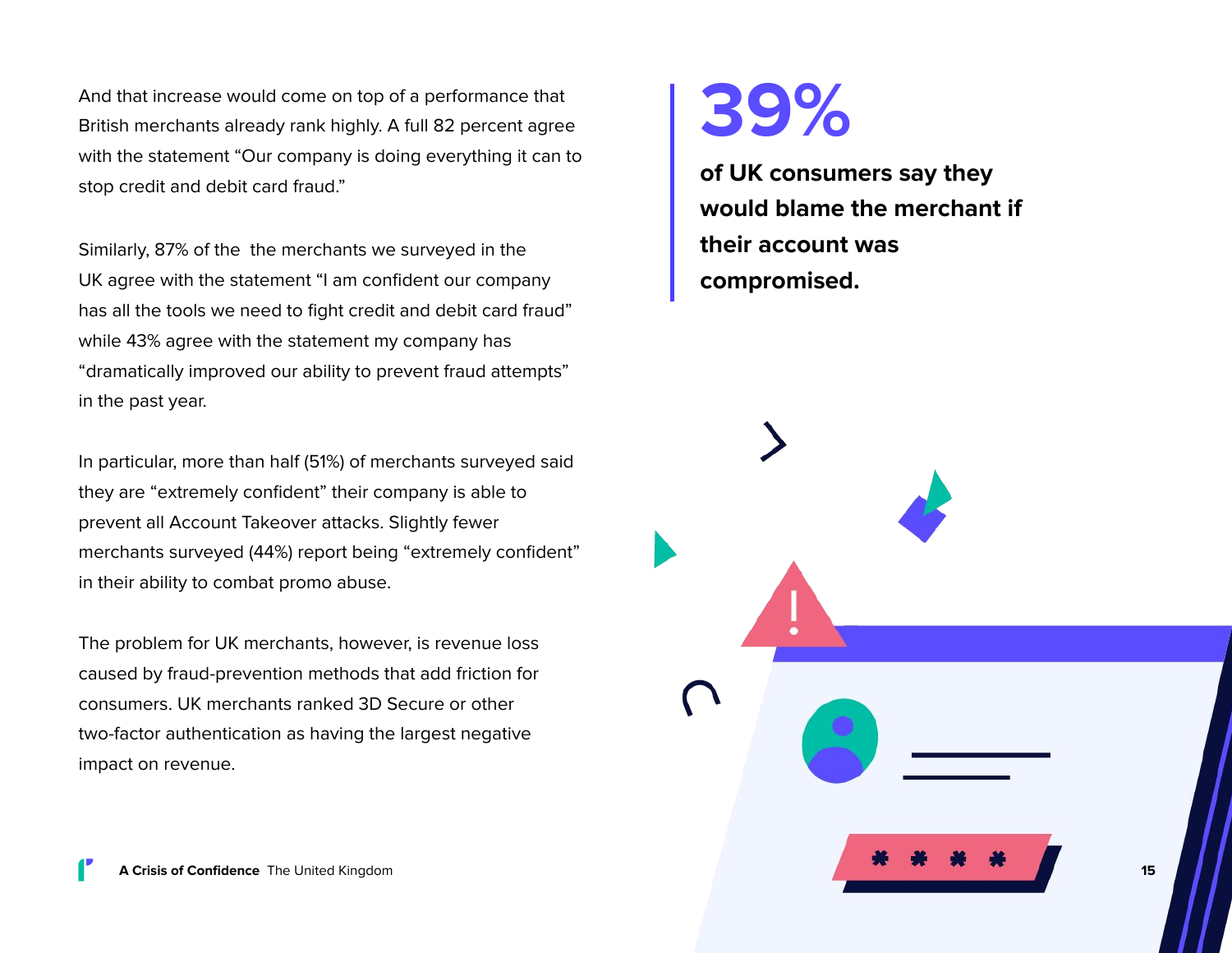And that increase would come on top of a performance that British merchants already rank highly. A full 82 percent agree with the statement "Our company is doing everything it can to stop credit and debit card fraud."

Similarly, 87% of the  the merchants we surveyed in the UK agree with the statement "I am confident our company has all the tools we need to fight credit and debit card fraud" while 43% agree with the statement my company has "dramatically improved our ability to prevent fraud attempts" in the past year.

In particular, more than half (51%) of merchants surveyed said they are "extremely confident" their company is able to prevent all Account Takeover attacks. Slightly fewer merchants surveyed (44%) report being "extremely confident" in their ability to combat promo abuse.

The problem for UK merchants, however, is revenue loss caused by fraud-prevention methods that add friction for consumers. UK merchants ranked 3D Secure or other two-factor authentication as having the largest negative impact on revenue.

> # 39%
> **of UK consumers say they would blame the merchant if their account was compromised.**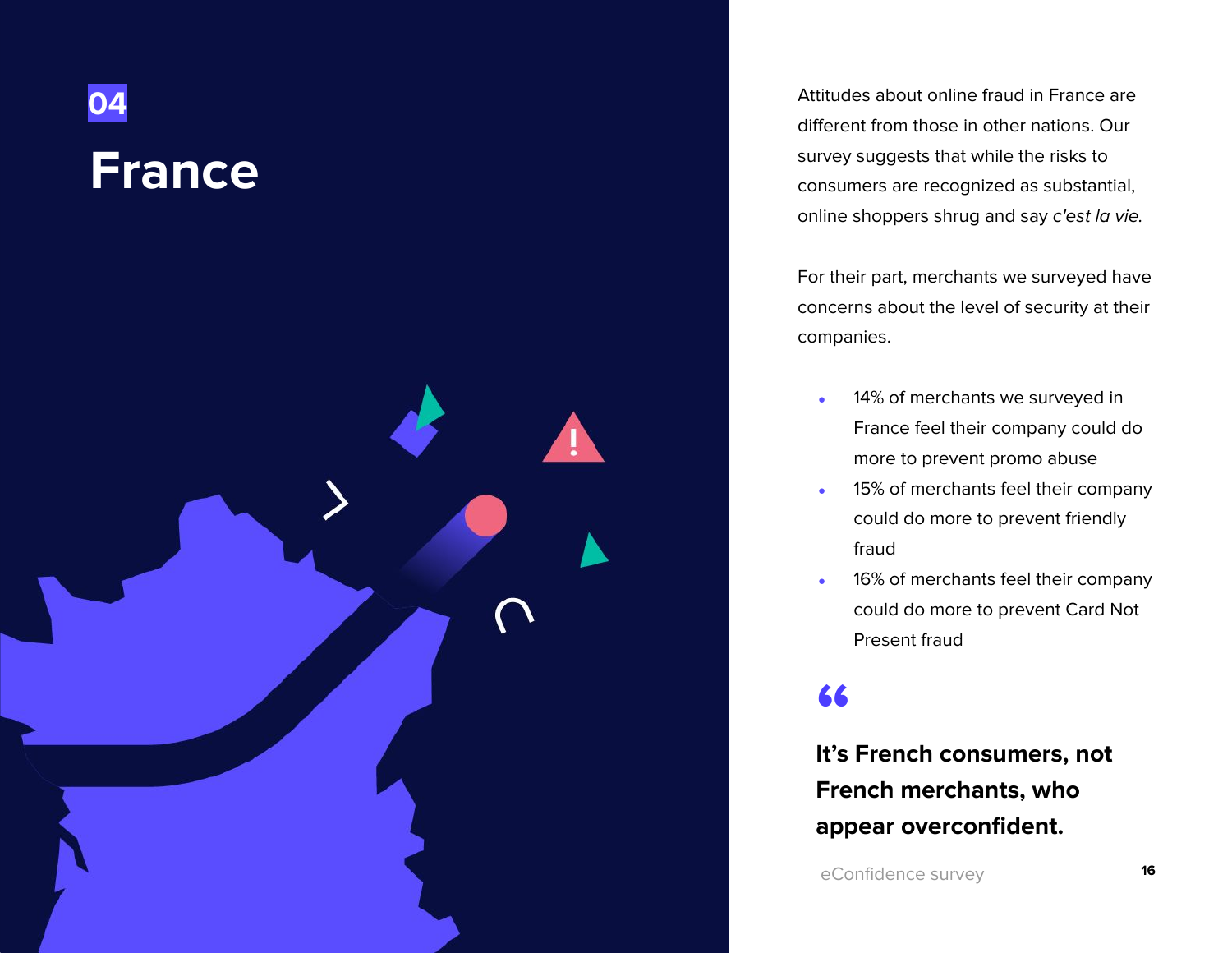04

# France

Attitudes about online fraud in France are different from those in other nations. Our survey suggests that while the risks to consumers are recognized as substantial, online shoppers shrug and say *c'est la vie*.

For their part, merchants we surveyed have concerns about the level of security at their companies.

- 14% of merchants we surveyed in France feel their company could do more to prevent promo abuse
- 15% of merchants feel their company could do more to prevent friendly fraud
- 16% of merchants feel their company could do more to prevent Card Not Present fraud

> **It's French consumers, not French merchants, who appear overconfident.**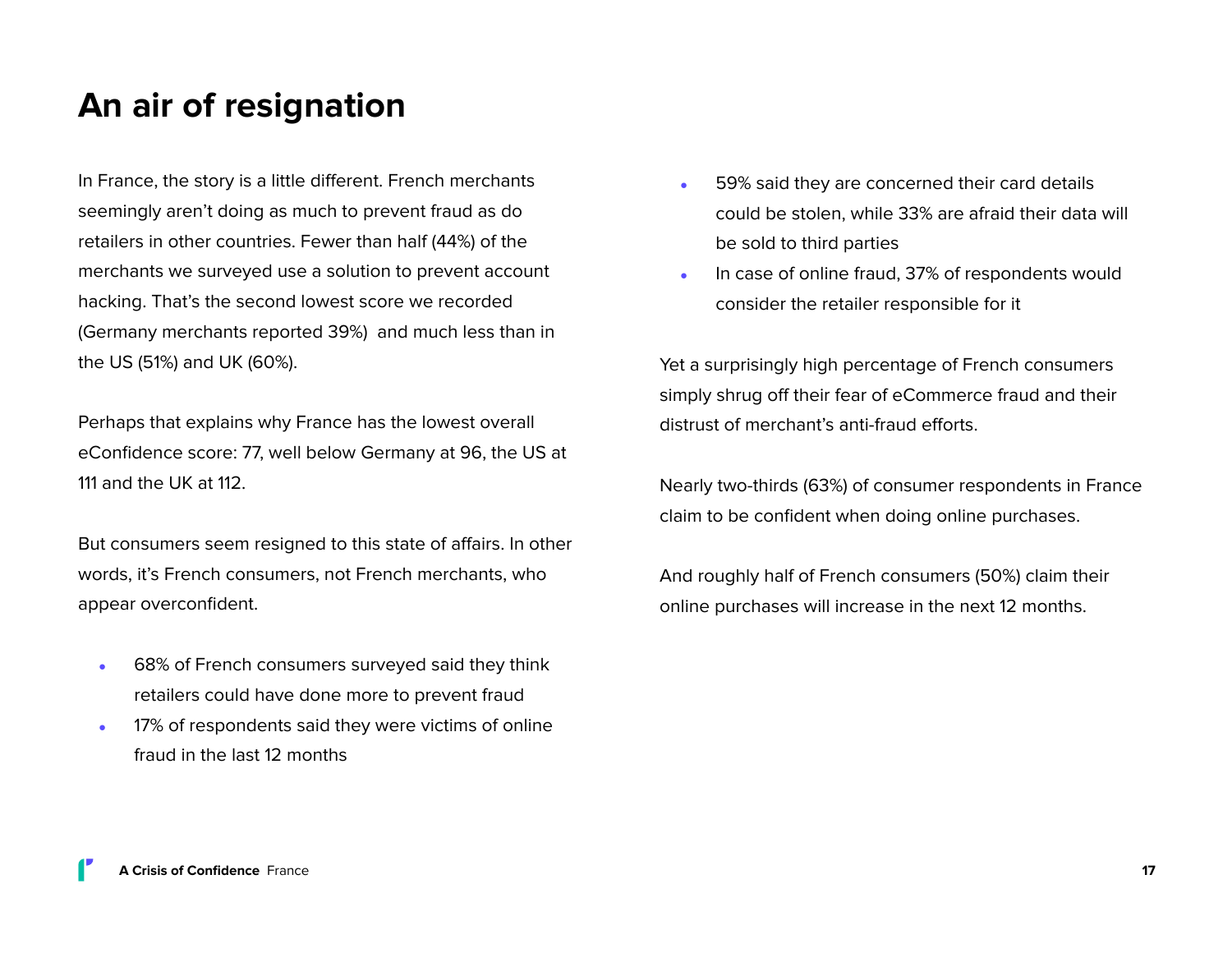# An air of resignation

In France, the story is a little different. French merchants seemingly aren't doing as much to prevent fraud as do retailers in other countries. Fewer than half (44%) of the merchants we surveyed use a solution to prevent account hacking. That's the second lowest score we recorded (Germany merchants reported 39%) and much less than in the US (51%) and UK (60%).

Perhaps that explains why France has the lowest overall eConfidence score: 77, well below Germany at 96, the US at 111 and the UK at 112.

But consumers seem resigned to this state of affairs. In other words, it's French consumers, not French merchants, who appear overconfident.

- 68% of French consumers surveyed said they think retailers could have done more to prevent fraud
- 17% of respondents said they were victims of online fraud in the last 12 months
- 59% said they are concerned their card details could be stolen, while 33% are afraid their data will be sold to third parties
- In case of online fraud, 37% of respondents would consider the retailer responsible for it

Yet a surprisingly high percentage of French consumers simply shrug off their fear of eCommerce fraud and their distrust of merchant's anti-fraud efforts.

Nearly two-thirds (63%) of consumer respondents in France claim to be confident when doing online purchases.

And roughly half of French consumers (50%) claim their online purchases will increase in the next 12 months.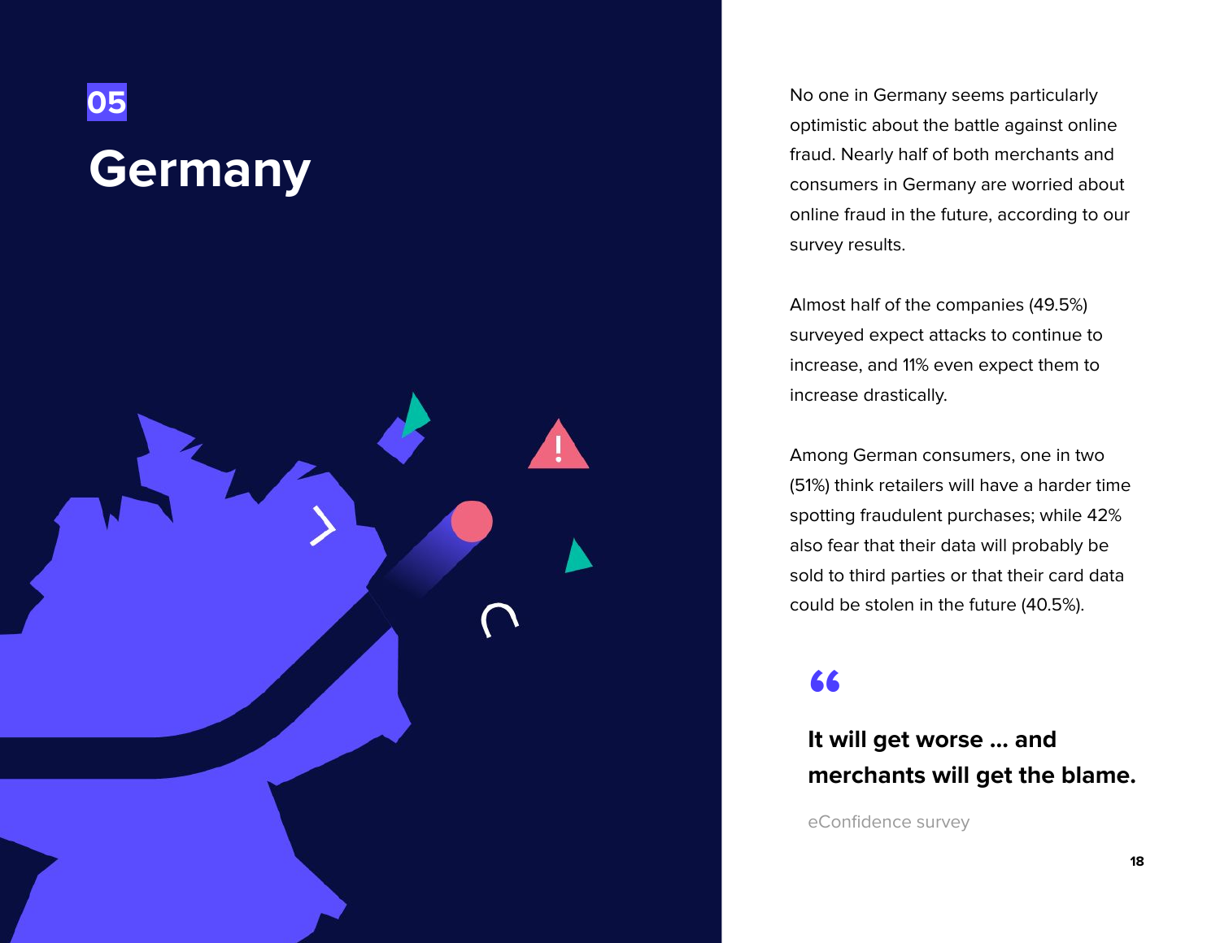05

# Germany

No one in Germany seems particularly optimistic about the battle against online fraud. Nearly half of both merchants and consumers in Germany are worried about online fraud in the future, according to our survey results.

Almost half of the companies (49.5%) surveyed expect attacks to continue to increase, and 11% even expect them to increase drastically.

Among German consumers, one in two (51%) think retailers will have a harder time spotting fraudulent purchases; while 42% also fear that their data will probably be sold to third parties or that their card data could be stolen in the future (40.5%).

> **It will get worse ... and merchants will get the blame.**
>
> eConfidence survey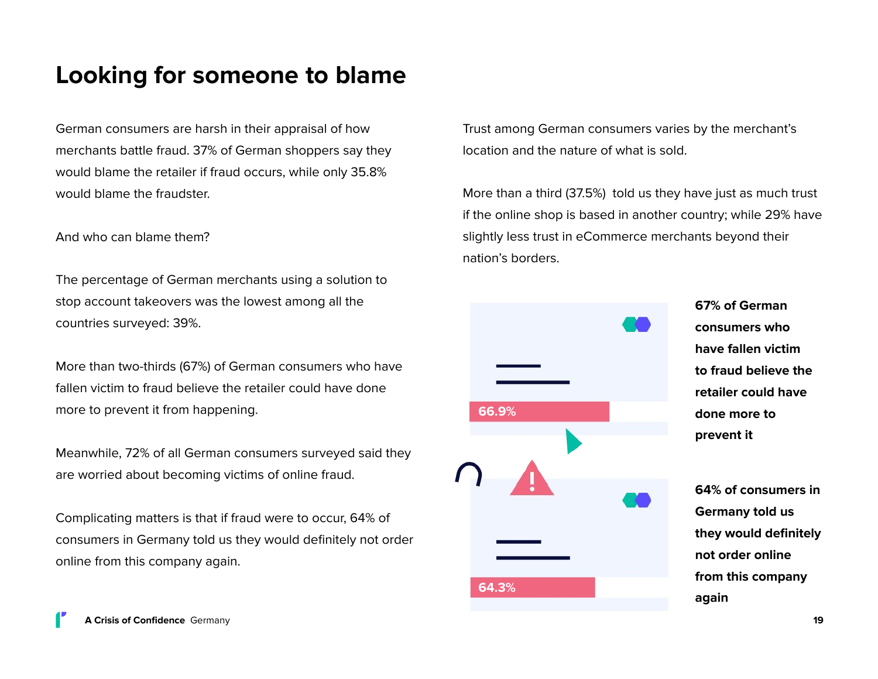# Looking for someone to blame

German consumers are harsh in their appraisal of how merchants battle fraud. 37% of German shoppers say they would blame the retailer if fraud occurs, while only 35.8% would blame the fraudster.

And who can blame them?

The percentage of German merchants using a solution to stop account takeovers was the lowest among all the countries surveyed: 39%.

More than two-thirds (67%) of German consumers who have fallen victim to fraud believe the retailer could have done more to prevent it from happening.

Meanwhile, 72% of all German consumers surveyed said they are worried about becoming victims of online fraud.

Complicating matters is that if fraud were to occur, 64% of consumers in Germany told us they would definitely not order online from this company again.

Trust among German consumers varies by the merchant's location and the nature of what is sold.

More than a third (37.5%) told us they have just as much trust if the online shop is based in another country; while 29% have slightly less trust in eCommerce merchants beyond their nation's borders.

66.9%

**67% of German consumers who have fallen victim to fraud believe the retailer could have done more to prevent it**

64.3%

**64% of consumers in Germany told us they would definitely not order online from this company again**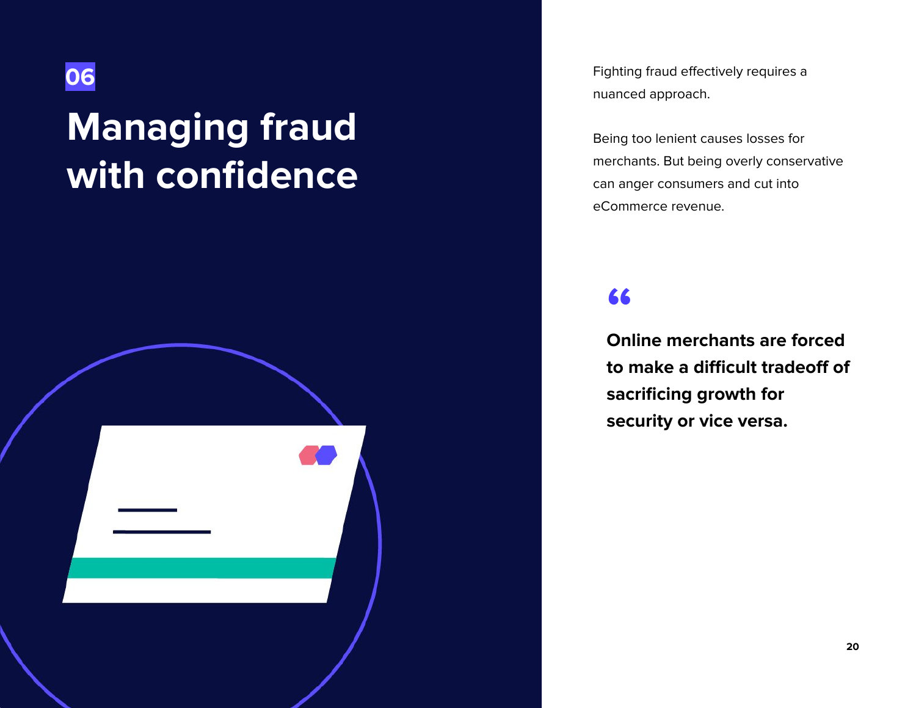06

# Managing fraud with confidence

Fighting fraud effectively requires a nuanced approach.

Being too lenient causes losses for merchants. But being overly conservative can anger consumers and cut into eCommerce revenue.

> **Online merchants are forced to make a difficult tradeoff of sacrificing growth for security or vice versa.**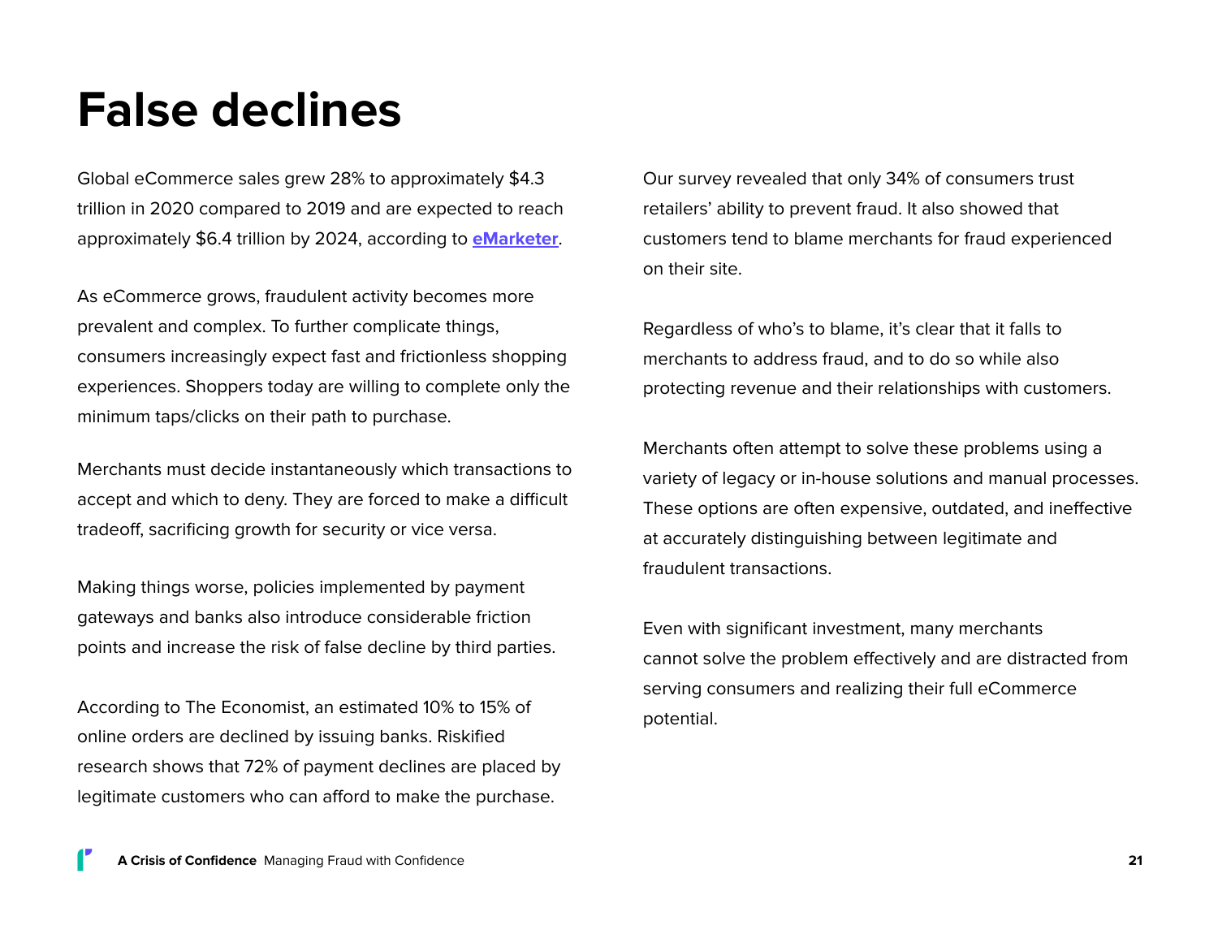# False declines

Global eCommerce sales grew 28% to approximately $4.3 trillion in 2020 compared to 2019 and are expected to reach approximately $6.4 trillion by 2024, according to **eMarketer**.

As eCommerce grows, fraudulent activity becomes more prevalent and complex. To further complicate things, consumers increasingly expect fast and frictionless shopping experiences. Shoppers today are willing to complete only the minimum taps/clicks on their path to purchase.

Merchants must decide instantaneously which transactions to accept and which to deny. They are forced to make a difficult tradeoff, sacrificing growth for security or vice versa.

Making things worse, policies implemented by payment gateways and banks also introduce considerable friction points and increase the risk of false decline by third parties.

According to The Economist, an estimated 10% to 15% of online orders are declined by issuing banks. Riskified research shows that 72% of payment declines are placed by legitimate customers who can afford to make the purchase.

Our survey revealed that only 34% of consumers trust retailers' ability to prevent fraud. It also showed that customers tend to blame merchants for fraud experienced on their site.

Regardless of who's to blame, it's clear that it falls to merchants to address fraud, and to do so while also protecting revenue and their relationships with customers.

Merchants often attempt to solve these problems using a variety of legacy or in-house solutions and manual processes. These options are often expensive, outdated, and ineffective at accurately distinguishing between legitimate and fraudulent transactions.

Even with significant investment, many merchants cannot solve the problem effectively and are distracted from serving consumers and realizing their full eCommerce potential.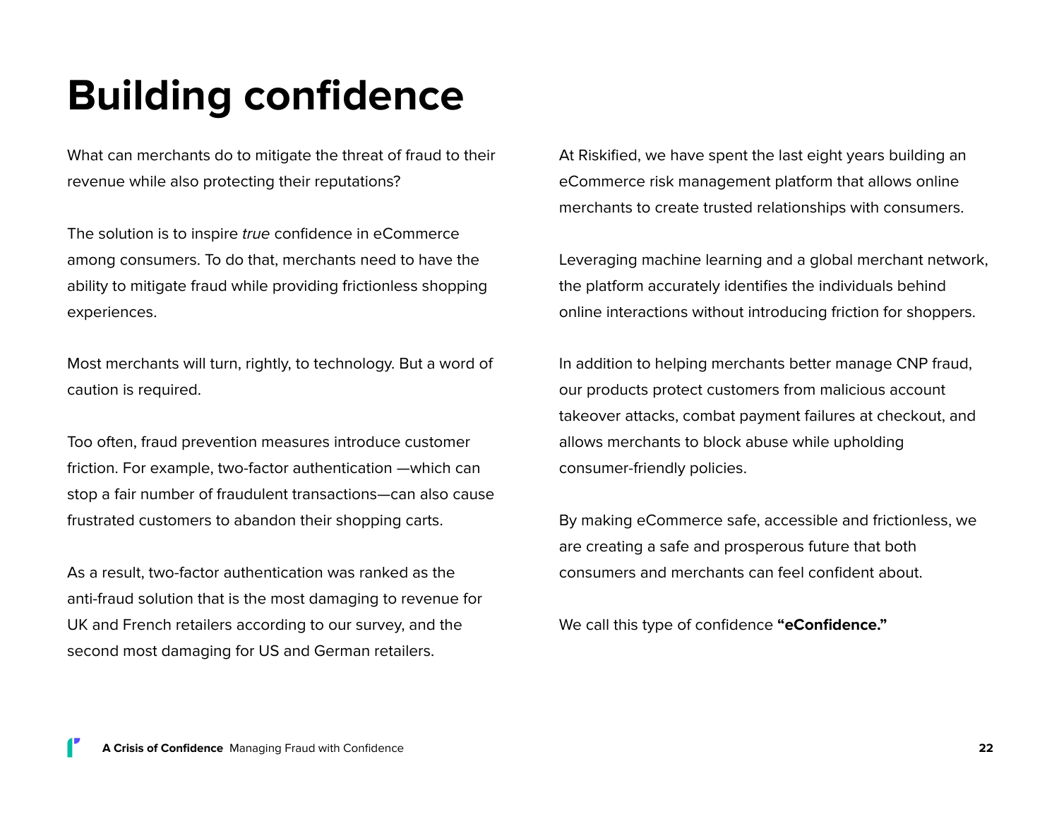# Building confidence

What can merchants do to mitigate the threat of fraud to their revenue while also protecting their reputations?

The solution is to inspire *true* confidence in eCommerce among consumers. To do that, merchants need to have the ability to mitigate fraud while providing frictionless shopping experiences.

Most merchants will turn, rightly, to technology. But a word of caution is required.

Too often, fraud prevention measures introduce customer friction. For example, two-factor authentication —which can stop a fair number of fraudulent transactions—can also cause frustrated customers to abandon their shopping carts.

As a result, two-factor authentication was ranked as the anti-fraud solution that is the most damaging to revenue for UK and French retailers according to our survey, and the second most damaging for US and German retailers.

At Riskified, we have spent the last eight years building an eCommerce risk management platform that allows online merchants to create trusted relationships with consumers.

Leveraging machine learning and a global merchant network, the platform accurately identifies the individuals behind online interactions without introducing friction for shoppers.

In addition to helping merchants better manage CNP fraud, our products protect customers from malicious account takeover attacks, combat payment failures at checkout, and allows merchants to block abuse while upholding consumer-friendly policies.

By making eCommerce safe, accessible and frictionless, we are creating a safe and prosperous future that both consumers and merchants can feel confident about.

We call this type of confidence **“eConfidence.”**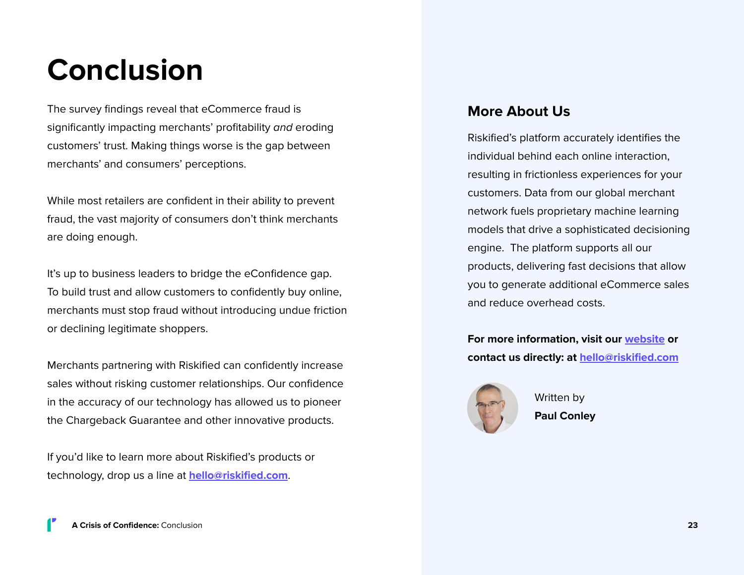# Conclusion

The survey findings reveal that eCommerce fraud is significantly impacting merchants' profitability *and* eroding customers' trust. Making things worse is the gap between merchants' and consumers' perceptions.

While most retailers are confident in their ability to prevent fraud, the vast majority of consumers don't think merchants are doing enough.

It's up to business leaders to bridge the eConfidence gap. To build trust and allow customers to confidently buy online, merchants must stop fraud without introducing undue friction or declining legitimate shoppers.

Merchants partnering with Riskified can confidently increase sales without risking customer relationships. Our confidence in the accuracy of our technology has allowed us to pioneer the Chargeback Guarantee and other innovative products.

If you'd like to learn more about Riskified's products or technology, drop us a line at **hello@riskified.com**.

## More About Us

Riskified's platform accurately identifies the individual behind each online interaction, resulting in frictionless experiences for your customers. Data from our global merchant network fuels proprietary machine learning models that drive a sophisticated decisioning engine. The platform supports all our products, delivering fast decisions that allow you to generate additional eCommerce sales and reduce overhead costs.

**For more information, visit our website or contact us directly: at hello@riskified.com**

Written by
**Paul Conley**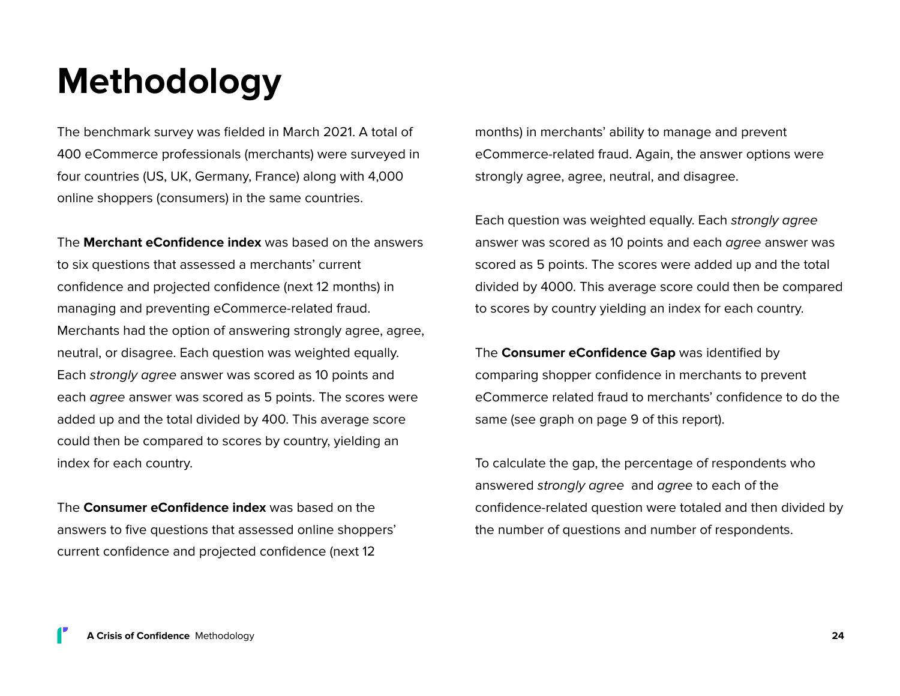# Methodology

The benchmark survey was fielded in March 2021. A total of 400 eCommerce professionals (merchants) were surveyed in four countries (US, UK, Germany, France) along with 4,000 online shoppers (consumers) in the same countries.

The **Merchant eConfidence index** was based on the answers to six questions that assessed a merchants' current confidence and projected confidence (next 12 months) in managing and preventing eCommerce-related fraud. Merchants had the option of answering strongly agree, agree, neutral, or disagree. Each question was weighted equally. Each *strongly agree* answer was scored as 10 points and each *agree* answer was scored as 5 points. The scores were added up and the total divided by 400. This average score could then be compared to scores by country, yielding an index for each country.

The **Consumer eConfidence index** was based on the answers to five questions that assessed online shoppers' current confidence and projected confidence (next 12 months) in merchants' ability to manage and prevent eCommerce-related fraud. Again, the answer options were strongly agree, agree, neutral, and disagree.

Each question was weighted equally. Each *strongly agree* answer was scored as 10 points and each *agree* answer was scored as 5 points. The scores were added up and the total divided by 4000. This average score could then be compared to scores by country yielding an index for each country.

The **Consumer eConfidence Gap** was identified by comparing shopper confidence in merchants to prevent eCommerce related fraud to merchants' confidence to do the same (see graph on page 9 of this report).

To calculate the gap, the percentage of respondents who answered *strongly agree* and *agree* to each of the confidence-related question were totaled and then divided by the number of questions and number of respondents.